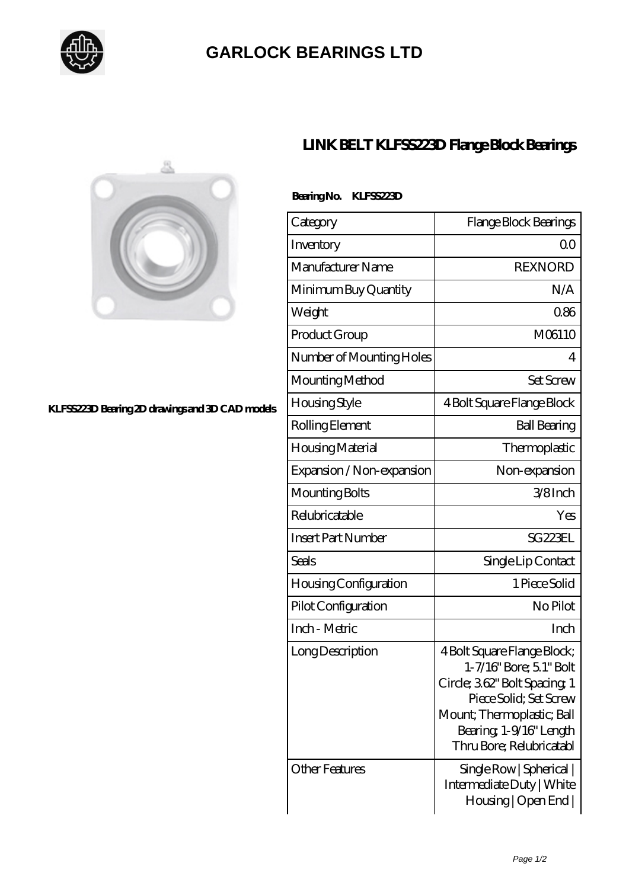# GARLOCK BEARINGS LTD

## LINK BELT KLFSS223D Flange Block Bearings

KLFSS223D Bearing 2D drawings and 3D CAD models

**Bearing No. KLFSS223D**

| Category | Flange Block Bearings |
|---|---|
| Inventory | 0.0 |
| Manufacturer Name | REXNORD |
| Minimum Buy Quantity | N/A |
| Weight | 0.86 |
| Product Group | M06110 |
| Number of Mounting Holes | 4 |
| Mounting Method | Set Screw |
| Housing Style | 4 Bolt Square Flange Block |
| Rolling Element | Ball Bearing |
| Housing Material | Thermoplastic |
| Expansion / Non-expansion | Non-expansion |
| Mounting Bolts | 3/8 Inch |
| Relubricatable | Yes |
| Insert Part Number | SG223EL |
| Seals | Single Lip Contact |
| Housing Configuration | 1 Piece Solid |
| Pilot Configuration | No Pilot |
| Inch - Metric | Inch |
| Long Description | 4 Bolt Square Flange Block; 1-7/16" Bore; 5.1" Bolt Circle; 3.62" Bolt Spacing; 1 Piece Solid; Set Screw Mount; Thermoplastic; Ball Bearing; 1-9/16" Length Thru Bore; Relubricatabl |
| Other Features | Single Row \| Spherical \| Intermediate Duty \| White Housing \| Open End \| |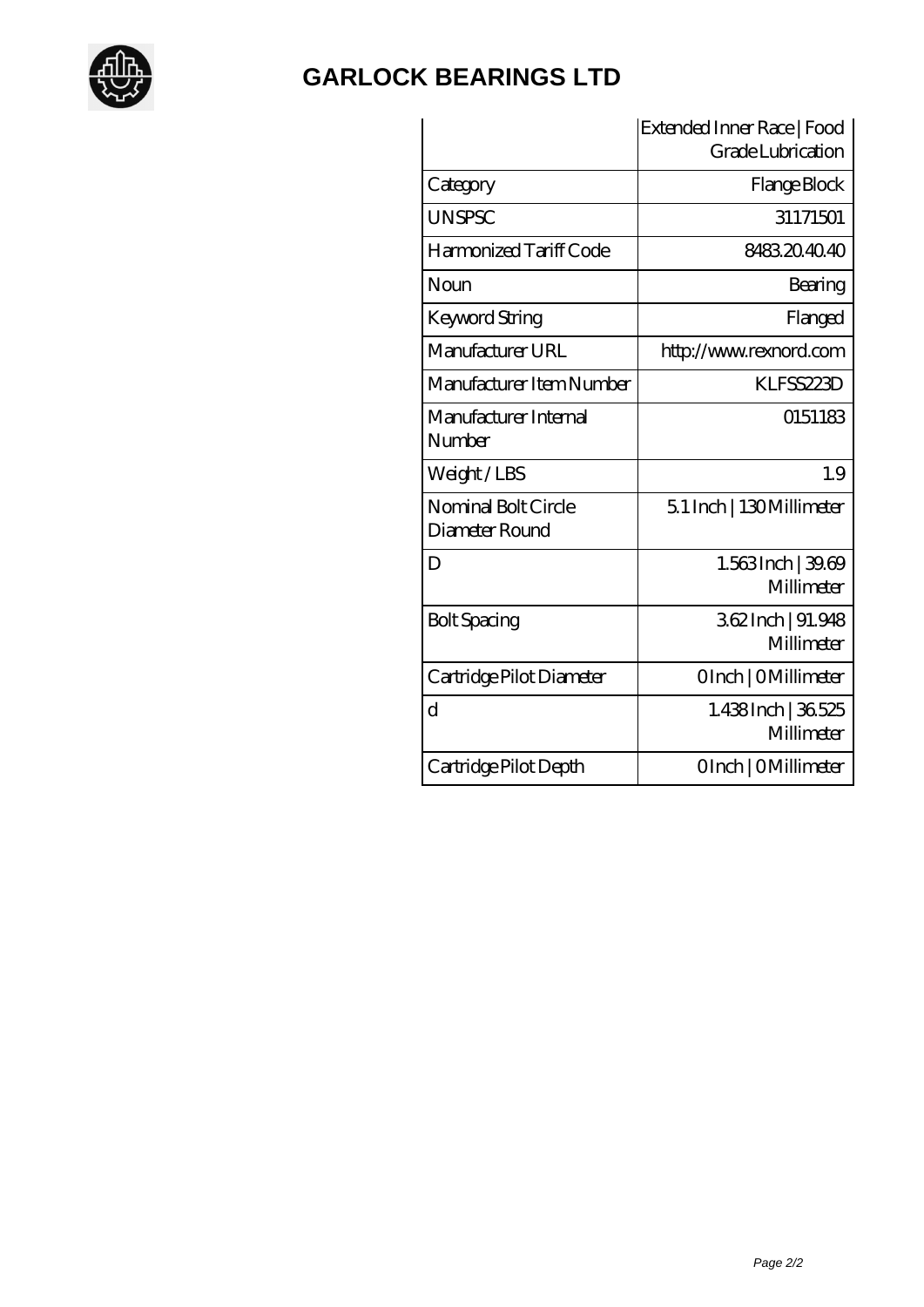# GARLOCK BEARINGS LTD

| | |
|---|---|
| | Extended Inner Race \| Food Grade Lubrication |
| Category | Flange Block |
| UNSPSC | 31171501 |
| Harmonized Tariff Code | 8483.20.40.40 |
| Noun | Bearing |
| Keyword String | Flanged |
| Manufacturer URL | http://www.rexnord.com |
| Manufacturer Item Number | KLFSS223D |
| Manufacturer Internal Number | 0151183 |
| Weight / LBS | 1.9 |
| Nominal Bolt Circle Diameter Round | 5.1 Inch \| 130 Millimeter |
| D | 1.563 Inch \| 39.69 Millimeter |
| Bolt Spacing | 3.62 Inch \| 91.948 Millimeter |
| Cartridge Pilot Diameter | 0 Inch \| 0 Millimeter |
| d | 1.438 Inch \| 36.525 Millimeter |
| Cartridge Pilot Depth | 0 Inch \| 0 Millimeter |